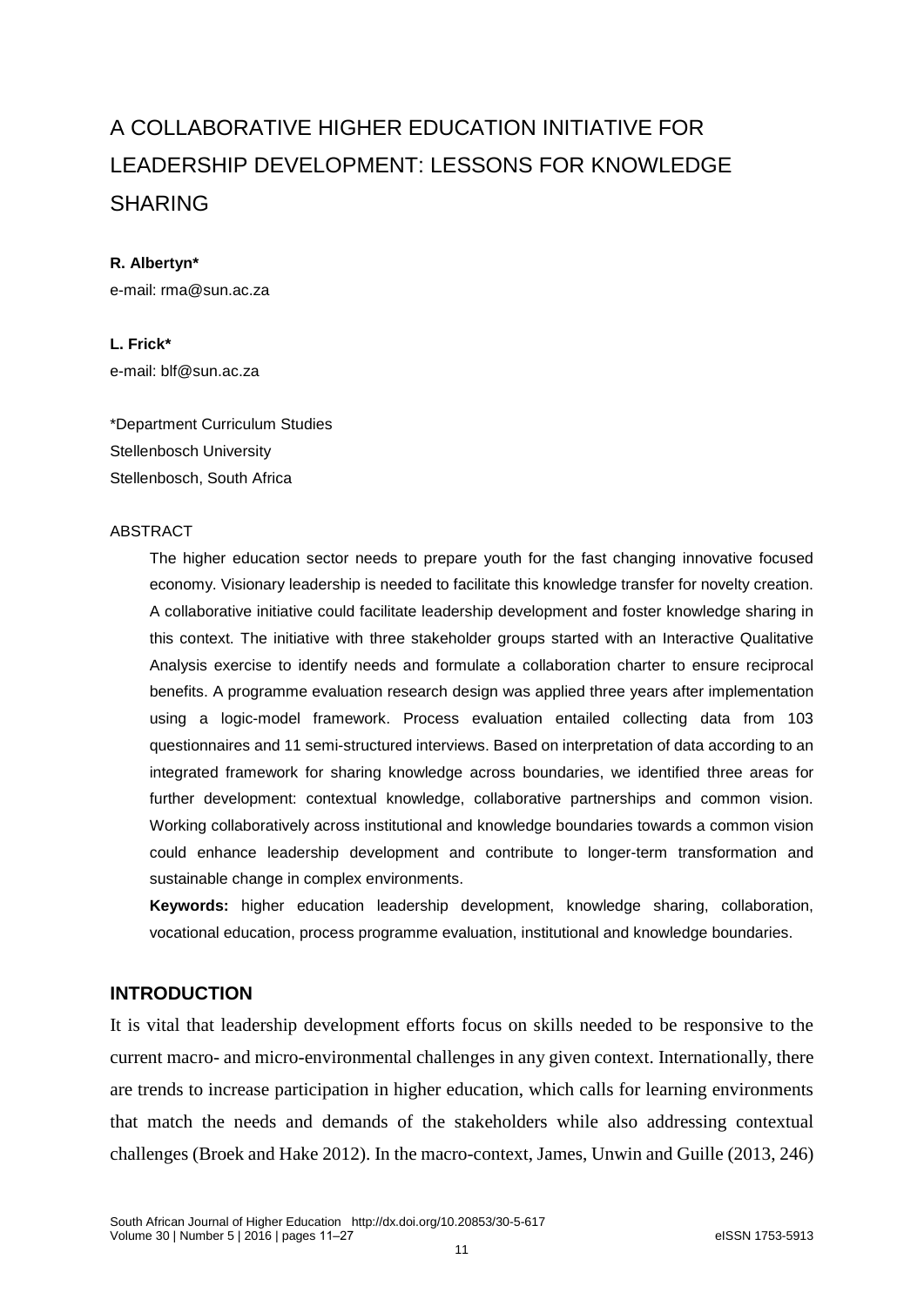# A COLLABORATIVE HIGHER EDUCATION INITIATIVE FOR LEADERSHIP DEVELOPMENT: LESSONS FOR KNOWLEDGE SHARING

**R. Albertyn***
e-mail: rma@sun.ac.za

**L. Frick***
e-mail: blf@sun.ac.za

*Department Curriculum Studies
Stellenbosch University
Stellenbosch, South Africa

ABSTRACT

The higher education sector needs to prepare youth for the fast changing innovative focused economy. Visionary leadership is needed to facilitate this knowledge transfer for novelty creation. A collaborative initiative could facilitate leadership development and foster knowledge sharing in this context. The initiative with three stakeholder groups started with an Interactive Qualitative Analysis exercise to identify needs and formulate a collaboration charter to ensure reciprocal benefits. A programme evaluation research design was applied three years after implementation using a logic-model framework. Process evaluation entailed collecting data from 103 questionnaires and 11 semi-structured interviews. Based on interpretation of data according to an integrated framework for sharing knowledge across boundaries, we identified three areas for further development: contextual knowledge, collaborative partnerships and common vision. Working collaboratively across institutional and knowledge boundaries towards a common vision could enhance leadership development and contribute to longer-term transformation and sustainable change in complex environments.

**Keywords:** higher education leadership development, knowledge sharing, collaboration, vocational education, process programme evaluation, institutional and knowledge boundaries.

## INTRODUCTION

It is vital that leadership development efforts focus on skills needed to be responsive to the current macro- and micro-environmental challenges in any given context. Internationally, there are trends to increase participation in higher education, which calls for learning environments that match the needs and demands of the stakeholders while also addressing contextual challenges (Broek and Hake 2012). In the macro-context, James, Unwin and Guille (2013, 246)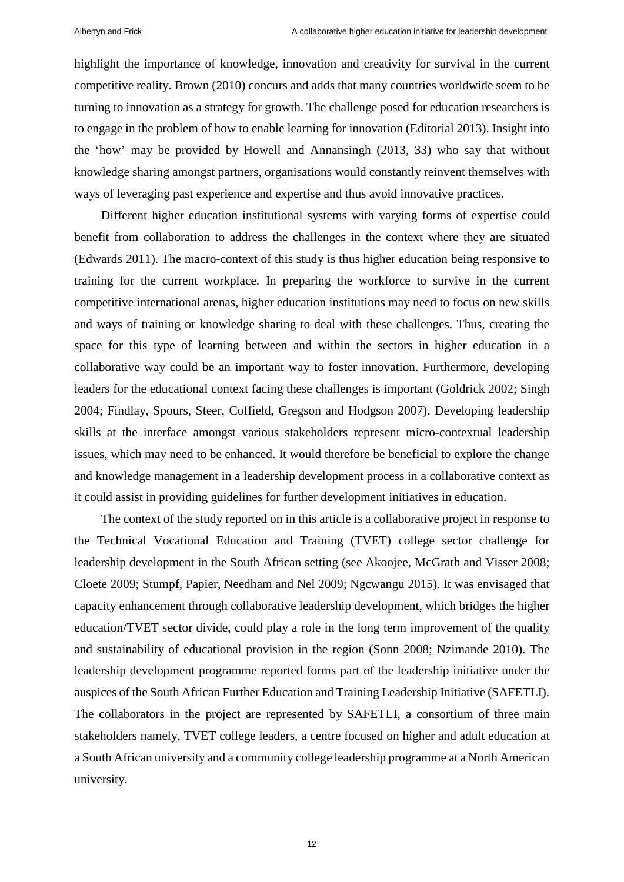highlight the importance of knowledge, innovation and creativity for survival in the current competitive reality. Brown (2010) concurs and adds that many countries worldwide seem to be turning to innovation as a strategy for growth. The challenge posed for education researchers is to engage in the problem of how to enable learning for innovation (Editorial 2013). Insight into the 'how' may be provided by Howell and Annansingh (2013, 33) who say that without knowledge sharing amongst partners, organisations would constantly reinvent themselves with ways of leveraging past experience and expertise and thus avoid innovative practices.

Different higher education institutional systems with varying forms of expertise could benefit from collaboration to address the challenges in the context where they are situated (Edwards 2011). The macro-context of this study is thus higher education being responsive to training for the current workplace. In preparing the workforce to survive in the current competitive international arenas, higher education institutions may need to focus on new skills and ways of training or knowledge sharing to deal with these challenges. Thus, creating the space for this type of learning between and within the sectors in higher education in a collaborative way could be an important way to foster innovation. Furthermore, developing leaders for the educational context facing these challenges is important (Goldrick 2002; Singh 2004; Findlay, Spours, Steer, Coffield, Gregson and Hodgson 2007). Developing leadership skills at the interface amongst various stakeholders represent micro-contextual leadership issues, which may need to be enhanced. It would therefore be beneficial to explore the change and knowledge management in a leadership development process in a collaborative context as it could assist in providing guidelines for further development initiatives in education.

The context of the study reported on in this article is a collaborative project in response to the Technical Vocational Education and Training (TVET) college sector challenge for leadership development in the South African setting (see Akoojee, McGrath and Visser 2008; Cloete 2009; Stumpf, Papier, Needham and Nel 2009; Ngcwangu 2015). It was envisaged that capacity enhancement through collaborative leadership development, which bridges the higher education/TVET sector divide, could play a role in the long term improvement of the quality and sustainability of educational provision in the region (Sonn 2008; Nzimande 2010). The leadership development programme reported forms part of the leadership initiative under the auspices of the South African Further Education and Training Leadership Initiative (SAFETLI). The collaborators in the project are represented by SAFETLI, a consortium of three main stakeholders namely, TVET college leaders, a centre focused on higher and adult education at a South African university and a community college leadership programme at a North American university.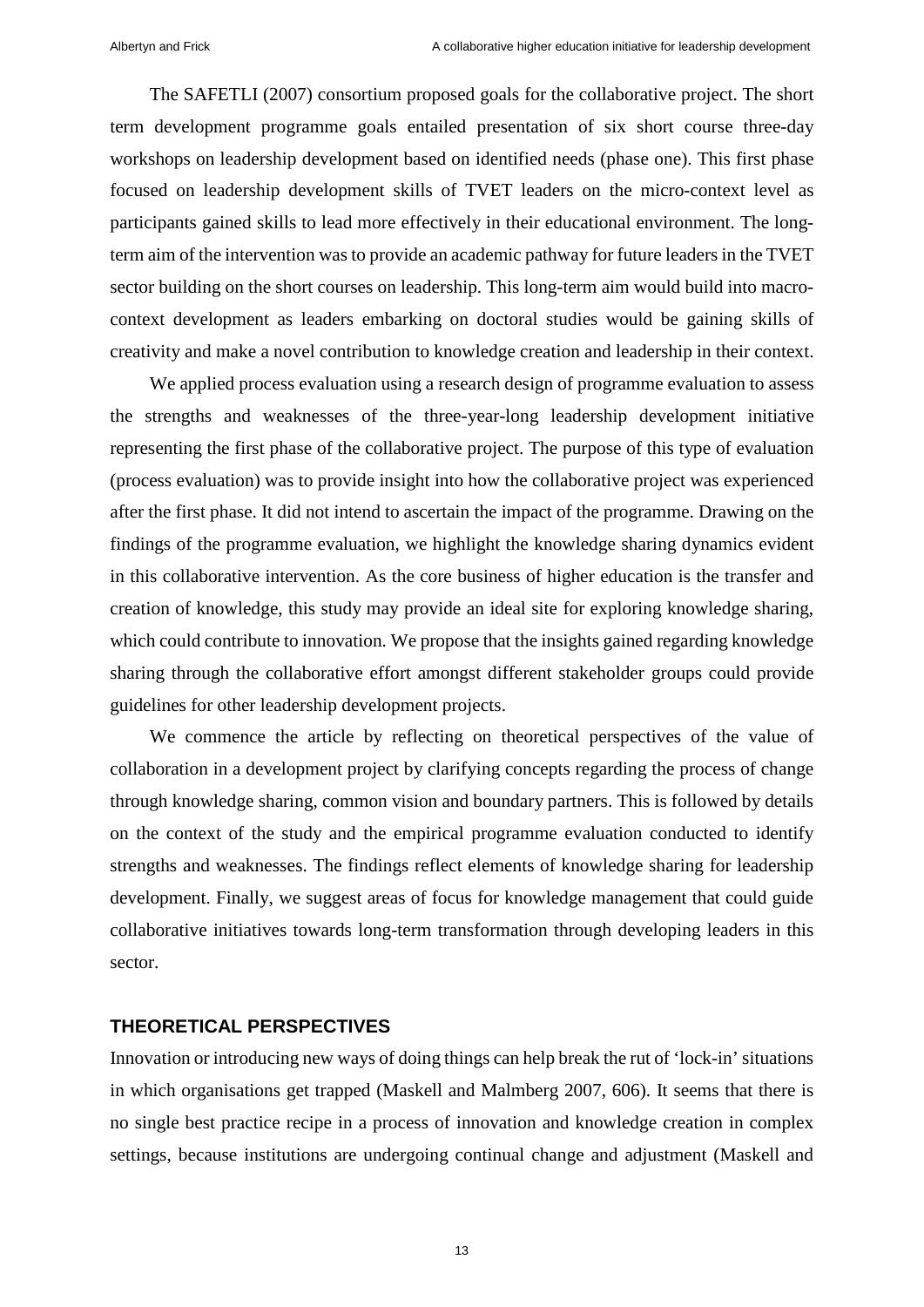The SAFETLI (2007) consortium proposed goals for the collaborative project. The short term development programme goals entailed presentation of six short course three-day workshops on leadership development based on identified needs (phase one). This first phase focused on leadership development skills of TVET leaders on the micro-context level as participants gained skills to lead more effectively in their educational environment. The long-term aim of the intervention was to provide an academic pathway for future leaders in the TVET sector building on the short courses on leadership. This long-term aim would build into macro-context development as leaders embarking on doctoral studies would be gaining skills of creativity and make a novel contribution to knowledge creation and leadership in their context.

We applied process evaluation using a research design of programme evaluation to assess the strengths and weaknesses of the three-year-long leadership development initiative representing the first phase of the collaborative project. The purpose of this type of evaluation (process evaluation) was to provide insight into how the collaborative project was experienced after the first phase. It did not intend to ascertain the impact of the programme. Drawing on the findings of the programme evaluation, we highlight the knowledge sharing dynamics evident in this collaborative intervention. As the core business of higher education is the transfer and creation of knowledge, this study may provide an ideal site for exploring knowledge sharing, which could contribute to innovation. We propose that the insights gained regarding knowledge sharing through the collaborative effort amongst different stakeholder groups could provide guidelines for other leadership development projects.

We commence the article by reflecting on theoretical perspectives of the value of collaboration in a development project by clarifying concepts regarding the process of change through knowledge sharing, common vision and boundary partners. This is followed by details on the context of the study and the empirical programme evaluation conducted to identify strengths and weaknesses. The findings reflect elements of knowledge sharing for leadership development. Finally, we suggest areas of focus for knowledge management that could guide collaborative initiatives towards long-term transformation through developing leaders in this sector.

## THEORETICAL PERSPECTIVES

Innovation or introducing new ways of doing things can help break the rut of 'lock-in' situations in which organisations get trapped (Maskell and Malmberg 2007, 606). It seems that there is no single best practice recipe in a process of innovation and knowledge creation in complex settings, because institutions are undergoing continual change and adjustment (Maskell and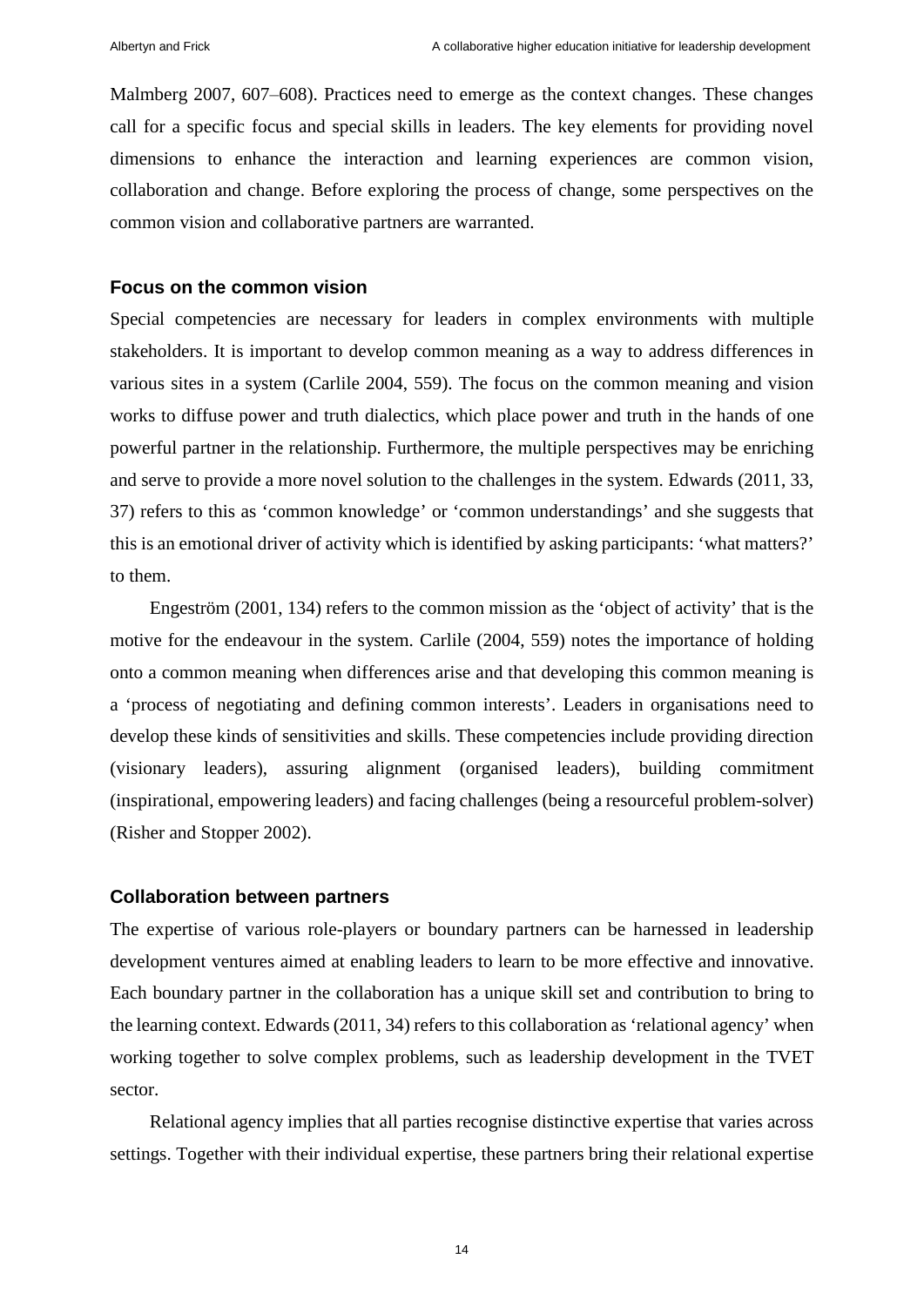Malmberg 2007, 607–608). Practices need to emerge as the context changes. These changes call for a specific focus and special skills in leaders. The key elements for providing novel dimensions to enhance the interaction and learning experiences are common vision, collaboration and change. Before exploring the process of change, some perspectives on the common vision and collaborative partners are warranted.

## Focus on the common vision

Special competencies are necessary for leaders in complex environments with multiple stakeholders. It is important to develop common meaning as a way to address differences in various sites in a system (Carlile 2004, 559). The focus on the common meaning and vision works to diffuse power and truth dialectics, which place power and truth in the hands of one powerful partner in the relationship. Furthermore, the multiple perspectives may be enriching and serve to provide a more novel solution to the challenges in the system. Edwards (2011, 33, 37) refers to this as 'common knowledge' or 'common understandings' and she suggests that this is an emotional driver of activity which is identified by asking participants: 'what matters?' to them.

Engeström (2001, 134) refers to the common mission as the 'object of activity' that is the motive for the endeavour in the system. Carlile (2004, 559) notes the importance of holding onto a common meaning when differences arise and that developing this common meaning is a 'process of negotiating and defining common interests'. Leaders in organisations need to develop these kinds of sensitivities and skills. These competencies include providing direction (visionary leaders), assuring alignment (organised leaders), building commitment (inspirational, empowering leaders) and facing challenges (being a resourceful problem-solver) (Risher and Stopper 2002).

## Collaboration between partners

The expertise of various role-players or boundary partners can be harnessed in leadership development ventures aimed at enabling leaders to learn to be more effective and innovative. Each boundary partner in the collaboration has a unique skill set and contribution to bring to the learning context. Edwards (2011, 34) refers to this collaboration as 'relational agency' when working together to solve complex problems, such as leadership development in the TVET sector.

Relational agency implies that all parties recognise distinctive expertise that varies across settings. Together with their individual expertise, these partners bring their relational expertise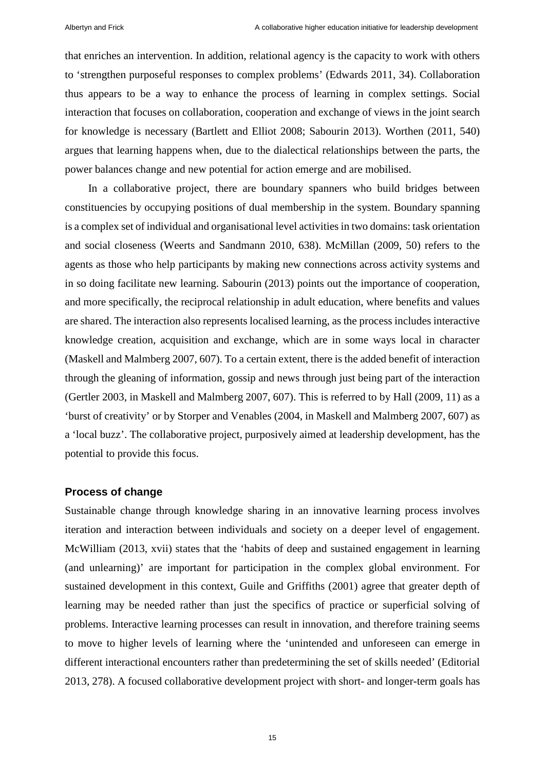that enriches an intervention. In addition, relational agency is the capacity to work with others to 'strengthen purposeful responses to complex problems' (Edwards 2011, 34). Collaboration thus appears to be a way to enhance the process of learning in complex settings. Social interaction that focuses on collaboration, cooperation and exchange of views in the joint search for knowledge is necessary (Bartlett and Elliot 2008; Sabourin 2013). Worthen (2011, 540) argues that learning happens when, due to the dialectical relationships between the parts, the power balances change and new potential for action emerge and are mobilised.

In a collaborative project, there are boundary spanners who build bridges between constituencies by occupying positions of dual membership in the system. Boundary spanning is a complex set of individual and organisational level activities in two domains: task orientation and social closeness (Weerts and Sandmann 2010, 638). McMillan (2009, 50) refers to the agents as those who help participants by making new connections across activity systems and in so doing facilitate new learning. Sabourin (2013) points out the importance of cooperation, and more specifically, the reciprocal relationship in adult education, where benefits and values are shared. The interaction also represents localised learning, as the process includes interactive knowledge creation, acquisition and exchange, which are in some ways local in character (Maskell and Malmberg 2007, 607). To a certain extent, there is the added benefit of interaction through the gleaning of information, gossip and news through just being part of the interaction (Gertler 2003, in Maskell and Malmberg 2007, 607). This is referred to by Hall (2009, 11) as a 'burst of creativity' or by Storper and Venables (2004, in Maskell and Malmberg 2007, 607) as a 'local buzz'. The collaborative project, purposively aimed at leadership development, has the potential to provide this focus.

### Process of change

Sustainable change through knowledge sharing in an innovative learning process involves iteration and interaction between individuals and society on a deeper level of engagement. McWilliam (2013, xvii) states that the 'habits of deep and sustained engagement in learning (and unlearning)' are important for participation in the complex global environment. For sustained development in this context, Guile and Griffiths (2001) agree that greater depth of learning may be needed rather than just the specifics of practice or superficial solving of problems. Interactive learning processes can result in innovation, and therefore training seems to move to higher levels of learning where the 'unintended and unforeseen can emerge in different interactional encounters rather than predetermining the set of skills needed' (Editorial 2013, 278). A focused collaborative development project with short- and longer-term goals has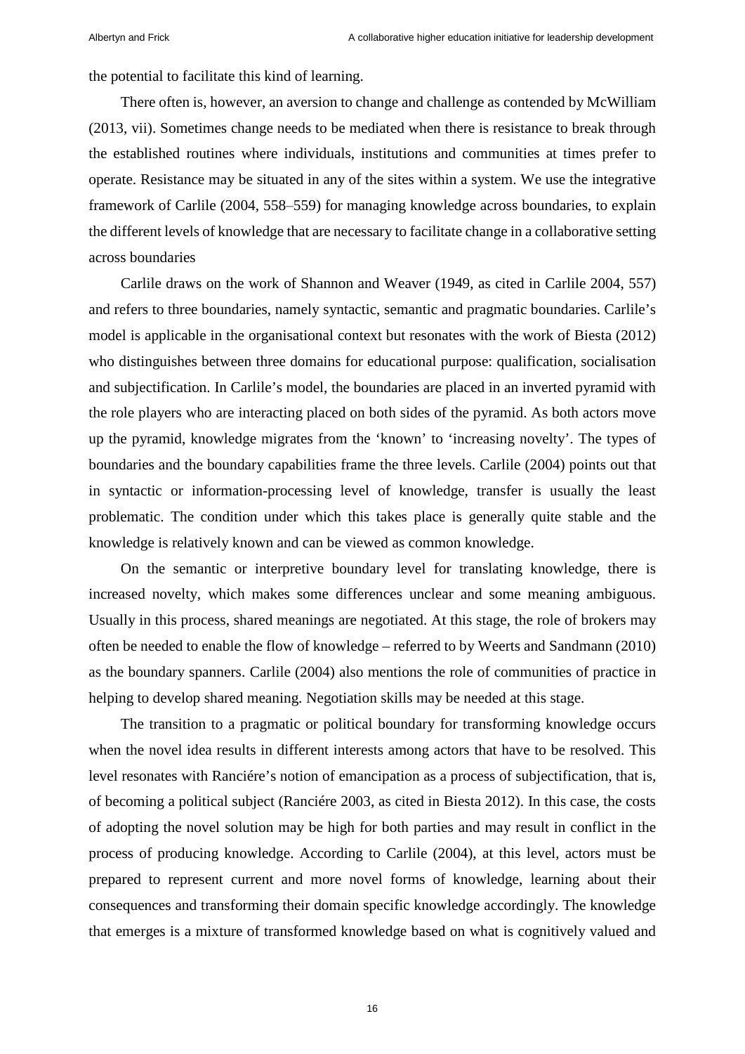the potential to facilitate this kind of learning.

There often is, however, an aversion to change and challenge as contended by McWilliam (2013, vii). Sometimes change needs to be mediated when there is resistance to break through the established routines where individuals, institutions and communities at times prefer to operate. Resistance may be situated in any of the sites within a system. We use the integrative framework of Carlile (2004, 558–559) for managing knowledge across boundaries, to explain the different levels of knowledge that are necessary to facilitate change in a collaborative setting across boundaries

Carlile draws on the work of Shannon and Weaver (1949, as cited in Carlile 2004, 557) and refers to three boundaries, namely syntactic, semantic and pragmatic boundaries. Carlile's model is applicable in the organisational context but resonates with the work of Biesta (2012) who distinguishes between three domains for educational purpose: qualification, socialisation and subjectification. In Carlile's model, the boundaries are placed in an inverted pyramid with the role players who are interacting placed on both sides of the pyramid. As both actors move up the pyramid, knowledge migrates from the 'known' to 'increasing novelty'. The types of boundaries and the boundary capabilities frame the three levels. Carlile (2004) points out that in syntactic or information-processing level of knowledge, transfer is usually the least problematic. The condition under which this takes place is generally quite stable and the knowledge is relatively known and can be viewed as common knowledge.

On the semantic or interpretive boundary level for translating knowledge, there is increased novelty, which makes some differences unclear and some meaning ambiguous. Usually in this process, shared meanings are negotiated. At this stage, the role of brokers may often be needed to enable the flow of knowledge – referred to by Weerts and Sandmann (2010) as the boundary spanners. Carlile (2004) also mentions the role of communities of practice in helping to develop shared meaning. Negotiation skills may be needed at this stage.

The transition to a pragmatic or political boundary for transforming knowledge occurs when the novel idea results in different interests among actors that have to be resolved. This level resonates with Ranciére's notion of emancipation as a process of subjectification, that is, of becoming a political subject (Ranciére 2003, as cited in Biesta 2012). In this case, the costs of adopting the novel solution may be high for both parties and may result in conflict in the process of producing knowledge. According to Carlile (2004), at this level, actors must be prepared to represent current and more novel forms of knowledge, learning about their consequences and transforming their domain specific knowledge accordingly. The knowledge that emerges is a mixture of transformed knowledge based on what is cognitively valued and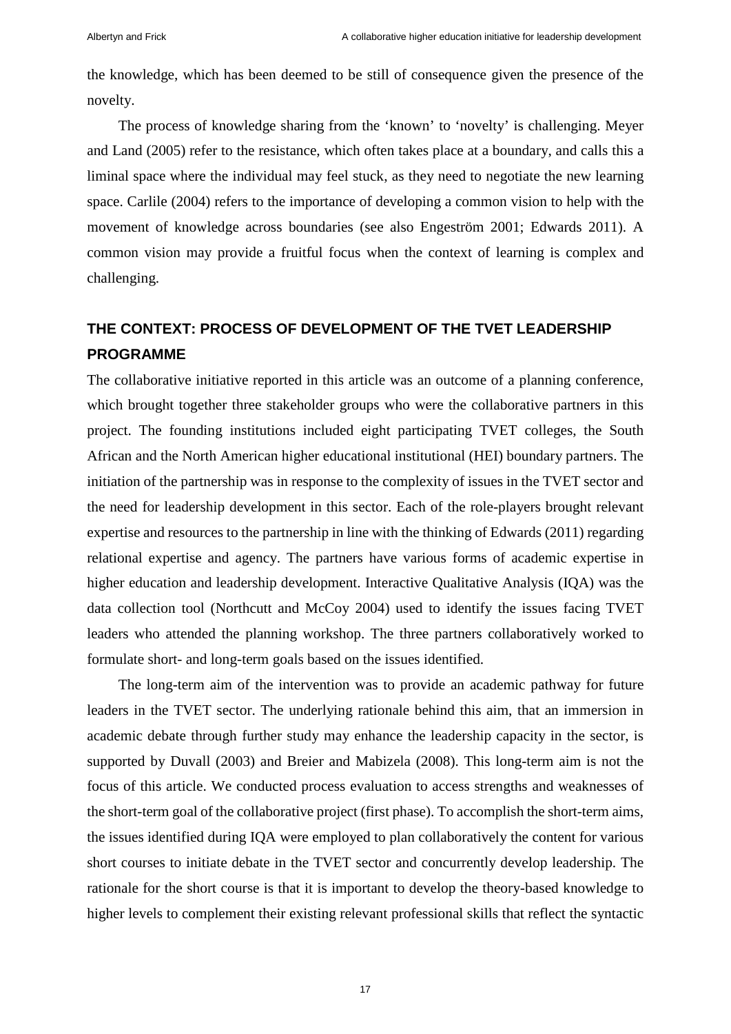the knowledge, which has been deemed to be still of consequence given the presence of the novelty.

The process of knowledge sharing from the 'known' to 'novelty' is challenging. Meyer and Land (2005) refer to the resistance, which often takes place at a boundary, and calls this a liminal space where the individual may feel stuck, as they need to negotiate the new learning space. Carlile (2004) refers to the importance of developing a common vision to help with the movement of knowledge across boundaries (see also Engeström 2001; Edwards 2011). A common vision may provide a fruitful focus when the context of learning is complex and challenging.

## THE CONTEXT: PROCESS OF DEVELOPMENT OF THE TVET LEADERSHIP PROGRAMME

The collaborative initiative reported in this article was an outcome of a planning conference, which brought together three stakeholder groups who were the collaborative partners in this project. The founding institutions included eight participating TVET colleges, the South African and the North American higher educational institutional (HEI) boundary partners. The initiation of the partnership was in response to the complexity of issues in the TVET sector and the need for leadership development in this sector. Each of the role-players brought relevant expertise and resources to the partnership in line with the thinking of Edwards (2011) regarding relational expertise and agency. The partners have various forms of academic expertise in higher education and leadership development. Interactive Qualitative Analysis (IQA) was the data collection tool (Northcutt and McCoy 2004) used to identify the issues facing TVET leaders who attended the planning workshop. The three partners collaboratively worked to formulate short- and long-term goals based on the issues identified.

The long-term aim of the intervention was to provide an academic pathway for future leaders in the TVET sector. The underlying rationale behind this aim, that an immersion in academic debate through further study may enhance the leadership capacity in the sector, is supported by Duvall (2003) and Breier and Mabizela (2008). This long-term aim is not the focus of this article. We conducted process evaluation to access strengths and weaknesses of the short-term goal of the collaborative project (first phase). To accomplish the short-term aims, the issues identified during IQA were employed to plan collaboratively the content for various short courses to initiate debate in the TVET sector and concurrently develop leadership. The rationale for the short course is that it is important to develop the theory-based knowledge to higher levels to complement their existing relevant professional skills that reflect the syntactic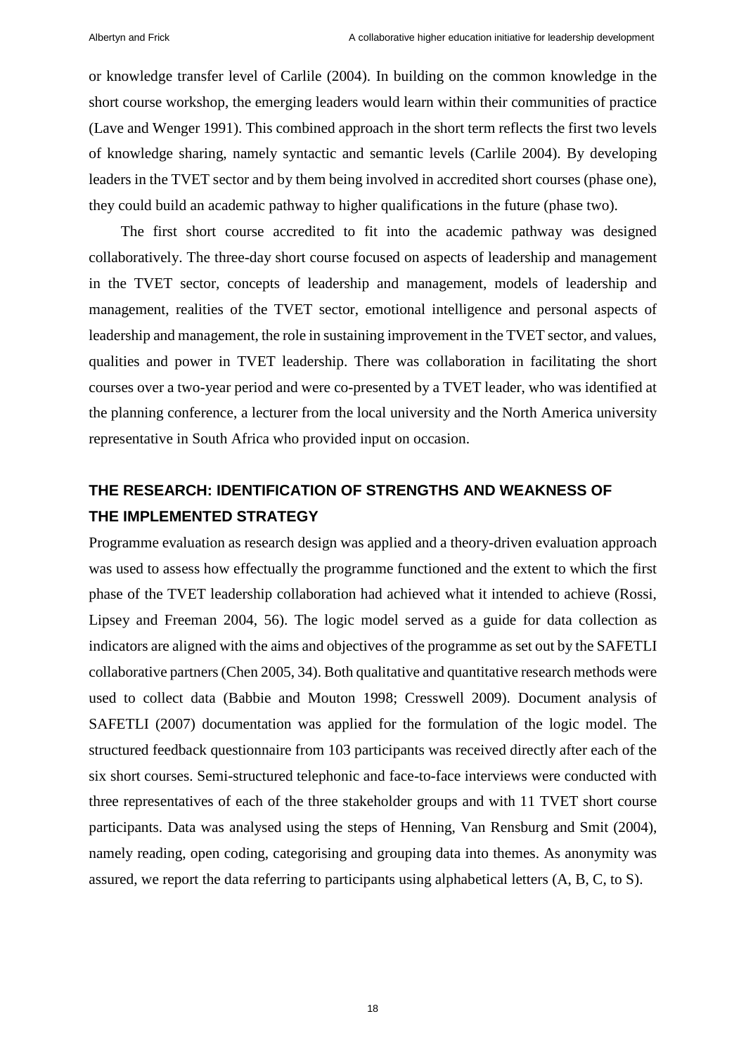or knowledge transfer level of Carlile (2004). In building on the common knowledge in the short course workshop, the emerging leaders would learn within their communities of practice (Lave and Wenger 1991). This combined approach in the short term reflects the first two levels of knowledge sharing, namely syntactic and semantic levels (Carlile 2004). By developing leaders in the TVET sector and by them being involved in accredited short courses (phase one), they could build an academic pathway to higher qualifications in the future (phase two).

The first short course accredited to fit into the academic pathway was designed collaboratively. The three-day short course focused on aspects of leadership and management in the TVET sector, concepts of leadership and management, models of leadership and management, realities of the TVET sector, emotional intelligence and personal aspects of leadership and management, the role in sustaining improvement in the TVET sector, and values, qualities and power in TVET leadership. There was collaboration in facilitating the short courses over a two-year period and were co-presented by a TVET leader, who was identified at the planning conference, a lecturer from the local university and the North America university representative in South Africa who provided input on occasion.

## THE RESEARCH: IDENTIFICATION OF STRENGTHS AND WEAKNESS OF THE IMPLEMENTED STRATEGY

Programme evaluation as research design was applied and a theory-driven evaluation approach was used to assess how effectually the programme functioned and the extent to which the first phase of the TVET leadership collaboration had achieved what it intended to achieve (Rossi, Lipsey and Freeman 2004, 56). The logic model served as a guide for data collection as indicators are aligned with the aims and objectives of the programme as set out by the SAFETLI collaborative partners (Chen 2005, 34). Both qualitative and quantitative research methods were used to collect data (Babbie and Mouton 1998; Cresswell 2009). Document analysis of SAFETLI (2007) documentation was applied for the formulation of the logic model. The structured feedback questionnaire from 103 participants was received directly after each of the six short courses. Semi-structured telephonic and face-to-face interviews were conducted with three representatives of each of the three stakeholder groups and with 11 TVET short course participants. Data was analysed using the steps of Henning, Van Rensburg and Smit (2004), namely reading, open coding, categorising and grouping data into themes. As anonymity was assured, we report the data referring to participants using alphabetical letters (A, B, C, to S).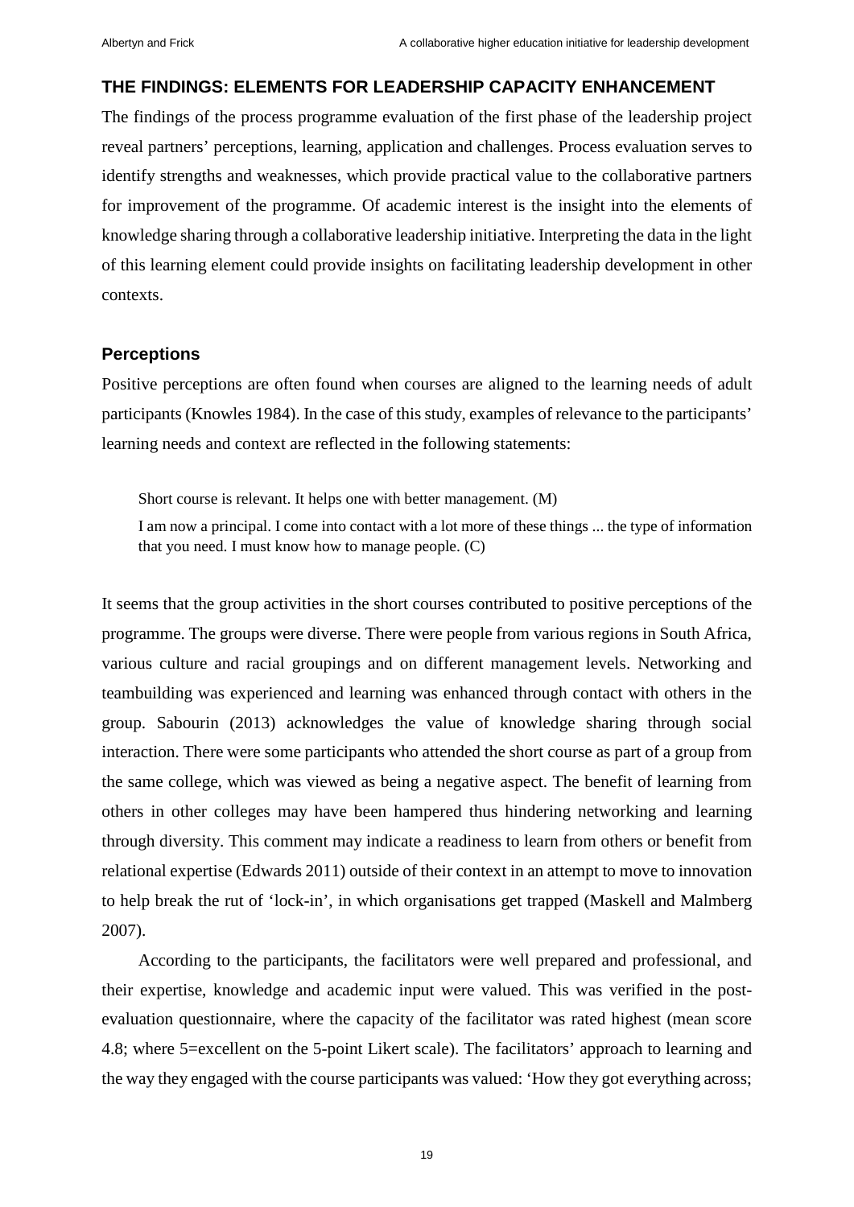## THE FINDINGS: ELEMENTS FOR LEADERSHIP CAPACITY ENHANCEMENT

The findings of the process programme evaluation of the first phase of the leadership project reveal partners' perceptions, learning, application and challenges. Process evaluation serves to identify strengths and weaknesses, which provide practical value to the collaborative partners for improvement of the programme. Of academic interest is the insight into the elements of knowledge sharing through a collaborative leadership initiative. Interpreting the data in the light of this learning element could provide insights on facilitating leadership development in other contexts.

### Perceptions

Positive perceptions are often found when courses are aligned to the learning needs of adult participants (Knowles 1984). In the case of this study, examples of relevance to the participants' learning needs and context are reflected in the following statements:

> Short course is relevant. It helps one with better management. (M)
>
> I am now a principal. I come into contact with a lot more of these things ... the type of information that you need. I must know how to manage people. (C)

It seems that the group activities in the short courses contributed to positive perceptions of the programme. The groups were diverse. There were people from various regions in South Africa, various culture and racial groupings and on different management levels. Networking and teambuilding was experienced and learning was enhanced through contact with others in the group. Sabourin (2013) acknowledges the value of knowledge sharing through social interaction. There were some participants who attended the short course as part of a group from the same college, which was viewed as being a negative aspect. The benefit of learning from others in other colleges may have been hampered thus hindering networking and learning through diversity. This comment may indicate a readiness to learn from others or benefit from relational expertise (Edwards 2011) outside of their context in an attempt to move to innovation to help break the rut of 'lock-in', in which organisations get trapped (Maskell and Malmberg 2007).

According to the participants, the facilitators were well prepared and professional, and their expertise, knowledge and academic input were valued. This was verified in the post-evaluation questionnaire, where the capacity of the facilitator was rated highest (mean score 4.8; where 5=excellent on the 5-point Likert scale). The facilitators' approach to learning and the way they engaged with the course participants was valued: 'How they got everything across;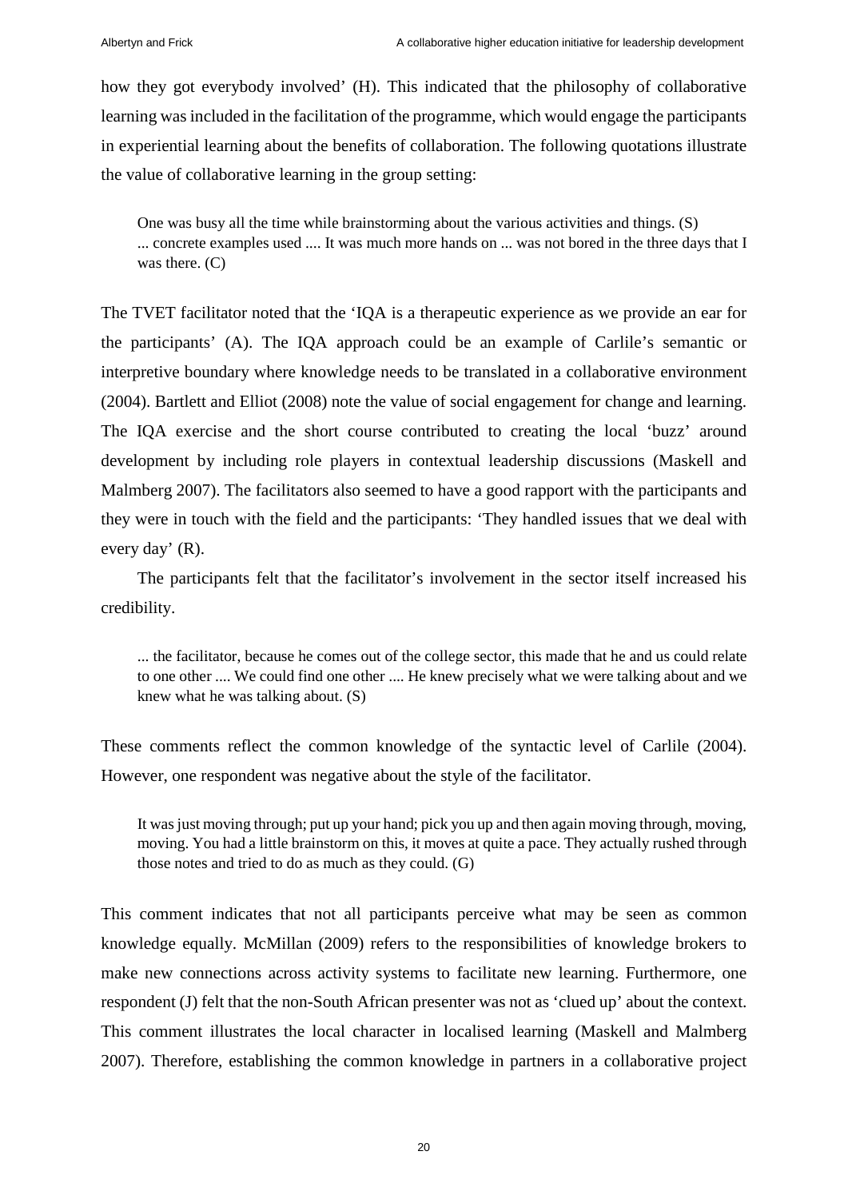how they got everybody involved' (H). This indicated that the philosophy of collaborative learning was included in the facilitation of the programme, which would engage the participants in experiential learning about the benefits of collaboration. The following quotations illustrate the value of collaborative learning in the group setting:

> One was busy all the time while brainstorming about the various activities and things. (S)
> ... concrete examples used .... It was much more hands on ... was not bored in the three days that I was there. (C)

The TVET facilitator noted that the 'IQA is a therapeutic experience as we provide an ear for the participants' (A). The IQA approach could be an example of Carlile's semantic or interpretive boundary where knowledge needs to be translated in a collaborative environment (2004). Bartlett and Elliot (2008) note the value of social engagement for change and learning. The IQA exercise and the short course contributed to creating the local 'buzz' around development by including role players in contextual leadership discussions (Maskell and Malmberg 2007). The facilitators also seemed to have a good rapport with the participants and they were in touch with the field and the participants: 'They handled issues that we deal with every day' (R).

The participants felt that the facilitator's involvement in the sector itself increased his credibility.

> ... the facilitator, because he comes out of the college sector, this made that he and us could relate to one other .... We could find one other .... He knew precisely what we were talking about and we knew what he was talking about. (S)

These comments reflect the common knowledge of the syntactic level of Carlile (2004). However, one respondent was negative about the style of the facilitator.

> It was just moving through; put up your hand; pick you up and then again moving through, moving, moving. You had a little brainstorm on this, it moves at quite a pace. They actually rushed through those notes and tried to do as much as they could. (G)

This comment indicates that not all participants perceive what may be seen as common knowledge equally. McMillan (2009) refers to the responsibilities of knowledge brokers to make new connections across activity systems to facilitate new learning. Furthermore, one respondent (J) felt that the non-South African presenter was not as 'clued up' about the context. This comment illustrates the local character in localised learning (Maskell and Malmberg 2007). Therefore, establishing the common knowledge in partners in a collaborative project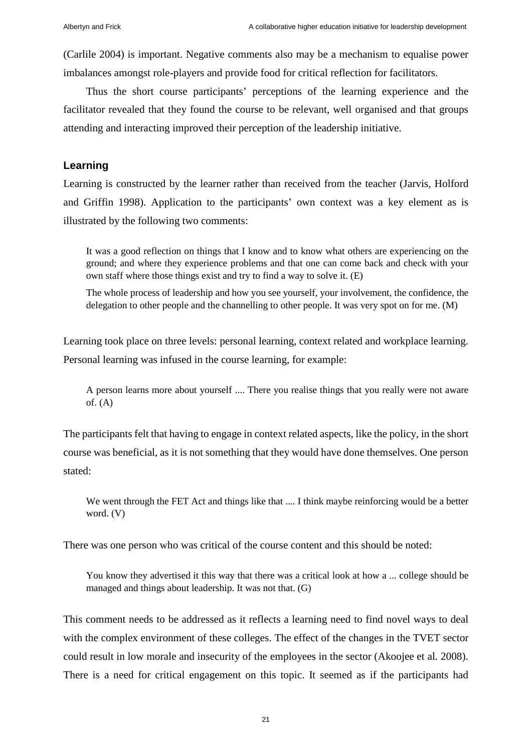(Carlile 2004) is important. Negative comments also may be a mechanism to equalise power imbalances amongst role-players and provide food for critical reflection for facilitators.

Thus the short course participants' perceptions of the learning experience and the facilitator revealed that they found the course to be relevant, well organised and that groups attending and interacting improved their perception of the leadership initiative.

## Learning

Learning is constructed by the learner rather than received from the teacher (Jarvis, Holford and Griffin 1998). Application to the participants' own context was a key element as is illustrated by the following two comments:

> It was a good reflection on things that I know and to know what others are experiencing on the ground; and where they experience problems and that one can come back and check with your own staff where those things exist and try to find a way to solve it. (E)
>
> The whole process of leadership and how you see yourself, your involvement, the confidence, the delegation to other people and the channelling to other people. It was very spot on for me. (M)

Learning took place on three levels: personal learning, context related and workplace learning. Personal learning was infused in the course learning, for example:

> A person learns more about yourself .... There you realise things that you really were not aware of. (A)

The participants felt that having to engage in context related aspects, like the policy, in the short course was beneficial, as it is not something that they would have done themselves. One person stated:

> We went through the FET Act and things like that .... I think maybe reinforcing would be a better word. (V)

There was one person who was critical of the course content and this should be noted:

> You know they advertised it this way that there was a critical look at how a ... college should be managed and things about leadership. It was not that. (G)

This comment needs to be addressed as it reflects a learning need to find novel ways to deal with the complex environment of these colleges. The effect of the changes in the TVET sector could result in low morale and insecurity of the employees in the sector (Akoojee et al. 2008). There is a need for critical engagement on this topic. It seemed as if the participants had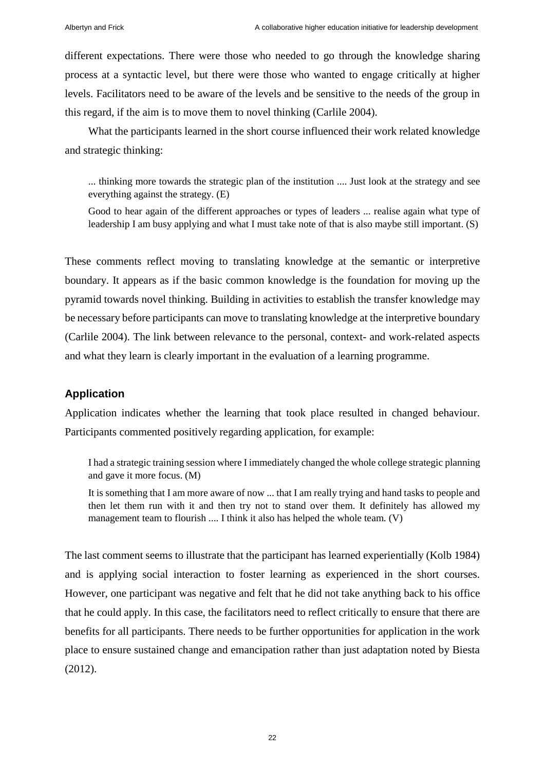different expectations. There were those who needed to go through the knowledge sharing process at a syntactic level, but there were those who wanted to engage critically at higher levels. Facilitators need to be aware of the levels and be sensitive to the needs of the group in this regard, if the aim is to move them to novel thinking (Carlile 2004).

What the participants learned in the short course influenced their work related knowledge and strategic thinking:

> ... thinking more towards the strategic plan of the institution .... Just look at the strategy and see everything against the strategy. (E)
>
> Good to hear again of the different approaches or types of leaders ... realise again what type of leadership I am busy applying and what I must take note of that is also maybe still important. (S)

These comments reflect moving to translating knowledge at the semantic or interpretive boundary. It appears as if the basic common knowledge is the foundation for moving up the pyramid towards novel thinking. Building in activities to establish the transfer knowledge may be necessary before participants can move to translating knowledge at the interpretive boundary (Carlile 2004). The link between relevance to the personal, context- and work-related aspects and what they learn is clearly important in the evaluation of a learning programme.

### Application

Application indicates whether the learning that took place resulted in changed behaviour. Participants commented positively regarding application, for example:

> I had a strategic training session where I immediately changed the whole college strategic planning and gave it more focus. (M)
>
> It is something that I am more aware of now ... that I am really trying and hand tasks to people and then let them run with it and then try not to stand over them. It definitely has allowed my management team to flourish .... I think it also has helped the whole team. (V)

The last comment seems to illustrate that the participant has learned experientially (Kolb 1984) and is applying social interaction to foster learning as experienced in the short courses. However, one participant was negative and felt that he did not take anything back to his office that he could apply. In this case, the facilitators need to reflect critically to ensure that there are benefits for all participants. There needs to be further opportunities for application in the work place to ensure sustained change and emancipation rather than just adaptation noted by Biesta (2012).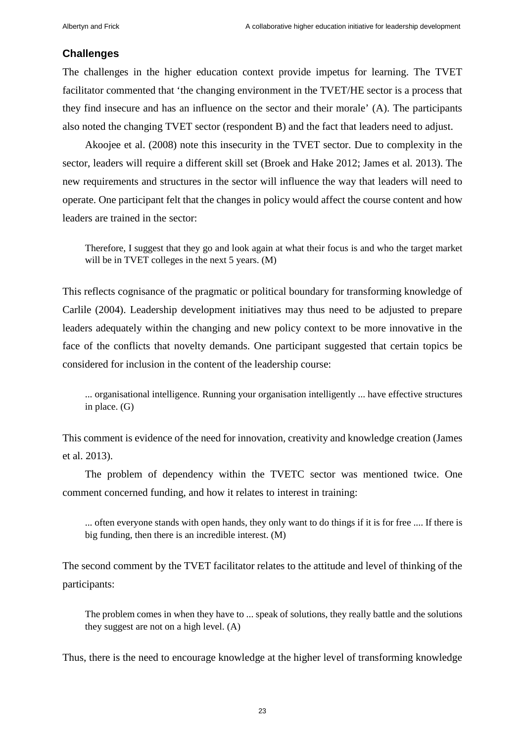### Challenges

The challenges in the higher education context provide impetus for learning. The TVET facilitator commented that 'the changing environment in the TVET/HE sector is a process that they find insecure and has an influence on the sector and their morale' (A). The participants also noted the changing TVET sector (respondent B) and the fact that leaders need to adjust.

Akoojee et al. (2008) note this insecurity in the TVET sector. Due to complexity in the sector, leaders will require a different skill set (Broek and Hake 2012; James et al. 2013). The new requirements and structures in the sector will influence the way that leaders will need to operate. One participant felt that the changes in policy would affect the course content and how leaders are trained in the sector:

> Therefore, I suggest that they go and look again at what their focus is and who the target market will be in TVET colleges in the next 5 years. (M)

This reflects cognisance of the pragmatic or political boundary for transforming knowledge of Carlile (2004). Leadership development initiatives may thus need to be adjusted to prepare leaders adequately within the changing and new policy context to be more innovative in the face of the conflicts that novelty demands. One participant suggested that certain topics be considered for inclusion in the content of the leadership course:

> ... organisational intelligence. Running your organisation intelligently ... have effective structures in place. (G)

This comment is evidence of the need for innovation, creativity and knowledge creation (James et al. 2013).

The problem of dependency within the TVETC sector was mentioned twice. One comment concerned funding, and how it relates to interest in training:

> ... often everyone stands with open hands, they only want to do things if it is for free .... If there is big funding, then there is an incredible interest. (M)

The second comment by the TVET facilitator relates to the attitude and level of thinking of the participants:

> The problem comes in when they have to ... speak of solutions, they really battle and the solutions they suggest are not on a high level. (A)

Thus, there is the need to encourage knowledge at the higher level of transforming knowledge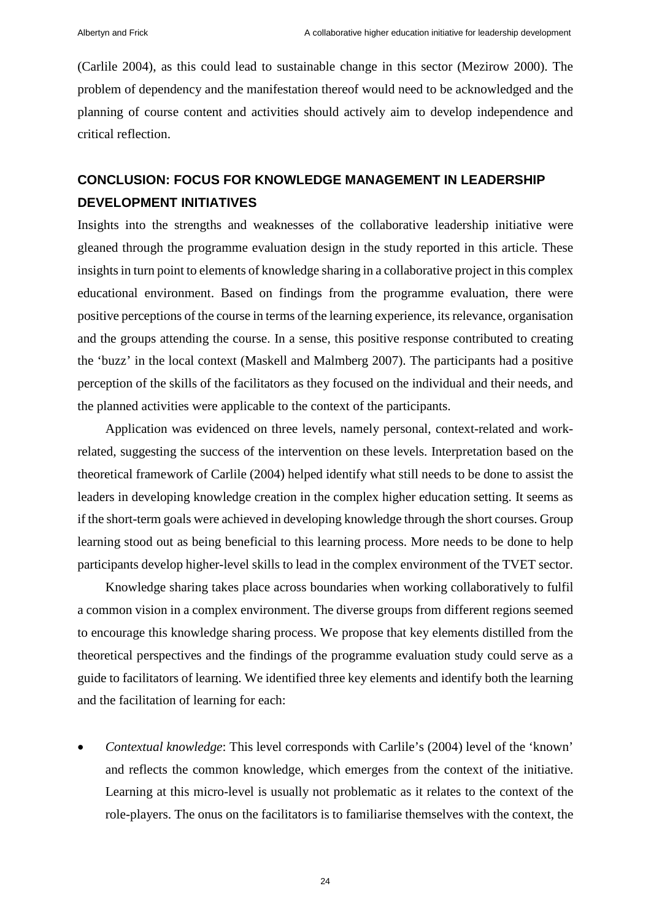(Carlile 2004), as this could lead to sustainable change in this sector (Mezirow 2000). The problem of dependency and the manifestation thereof would need to be acknowledged and the planning of course content and activities should actively aim to develop independence and critical reflection.

## CONCLUSION: FOCUS FOR KNOWLEDGE MANAGEMENT IN LEADERSHIP DEVELOPMENT INITIATIVES

Insights into the strengths and weaknesses of the collaborative leadership initiative were gleaned through the programme evaluation design in the study reported in this article. These insights in turn point to elements of knowledge sharing in a collaborative project in this complex educational environment. Based on findings from the programme evaluation, there were positive perceptions of the course in terms of the learning experience, its relevance, organisation and the groups attending the course. In a sense, this positive response contributed to creating the 'buzz' in the local context (Maskell and Malmberg 2007). The participants had a positive perception of the skills of the facilitators as they focused on the individual and their needs, and the planned activities were applicable to the context of the participants.

Application was evidenced on three levels, namely personal, context-related and work-related, suggesting the success of the intervention on these levels. Interpretation based on the theoretical framework of Carlile (2004) helped identify what still needs to be done to assist the leaders in developing knowledge creation in the complex higher education setting. It seems as if the short-term goals were achieved in developing knowledge through the short courses. Group learning stood out as being beneficial to this learning process. More needs to be done to help participants develop higher-level skills to lead in the complex environment of the TVET sector.

Knowledge sharing takes place across boundaries when working collaboratively to fulfil a common vision in a complex environment. The diverse groups from different regions seemed to encourage this knowledge sharing process. We propose that key elements distilled from the theoretical perspectives and the findings of the programme evaluation study could serve as a guide to facilitators of learning. We identified three key elements and identify both the learning and the facilitation of learning for each:

- *Contextual knowledge*: This level corresponds with Carlile's (2004) level of the 'known' and reflects the common knowledge, which emerges from the context of the initiative. Learning at this micro-level is usually not problematic as it relates to the context of the role-players. The onus on the facilitators is to familiarise themselves with the context, the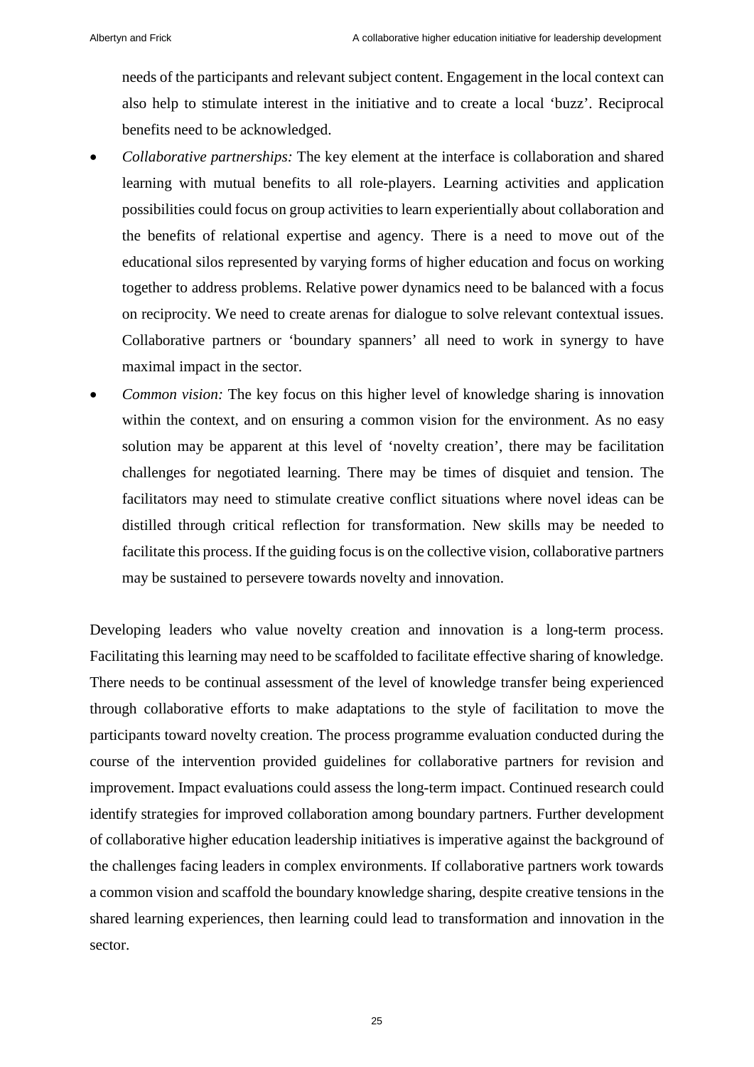needs of the participants and relevant subject content. Engagement in the local context can also help to stimulate interest in the initiative and to create a local 'buzz'. Reciprocal benefits need to be acknowledged.

- *Collaborative partnerships:* The key element at the interface is collaboration and shared learning with mutual benefits to all role-players. Learning activities and application possibilities could focus on group activities to learn experientially about collaboration and the benefits of relational expertise and agency. There is a need to move out of the educational silos represented by varying forms of higher education and focus on working together to address problems. Relative power dynamics need to be balanced with a focus on reciprocity. We need to create arenas for dialogue to solve relevant contextual issues. Collaborative partners or 'boundary spanners' all need to work in synergy to have maximal impact in the sector.
- *Common vision:* The key focus on this higher level of knowledge sharing is innovation within the context, and on ensuring a common vision for the environment. As no easy solution may be apparent at this level of 'novelty creation', there may be facilitation challenges for negotiated learning. There may be times of disquiet and tension. The facilitators may need to stimulate creative conflict situations where novel ideas can be distilled through critical reflection for transformation. New skills may be needed to facilitate this process. If the guiding focus is on the collective vision, collaborative partners may be sustained to persevere towards novelty and innovation.

Developing leaders who value novelty creation and innovation is a long-term process. Facilitating this learning may need to be scaffolded to facilitate effective sharing of knowledge. There needs to be continual assessment of the level of knowledge transfer being experienced through collaborative efforts to make adaptations to the style of facilitation to move the participants toward novelty creation. The process programme evaluation conducted during the course of the intervention provided guidelines for collaborative partners for revision and improvement. Impact evaluations could assess the long-term impact. Continued research could identify strategies for improved collaboration among boundary partners. Further development of collaborative higher education leadership initiatives is imperative against the background of the challenges facing leaders in complex environments. If collaborative partners work towards a common vision and scaffold the boundary knowledge sharing, despite creative tensions in the shared learning experiences, then learning could lead to transformation and innovation in the sector.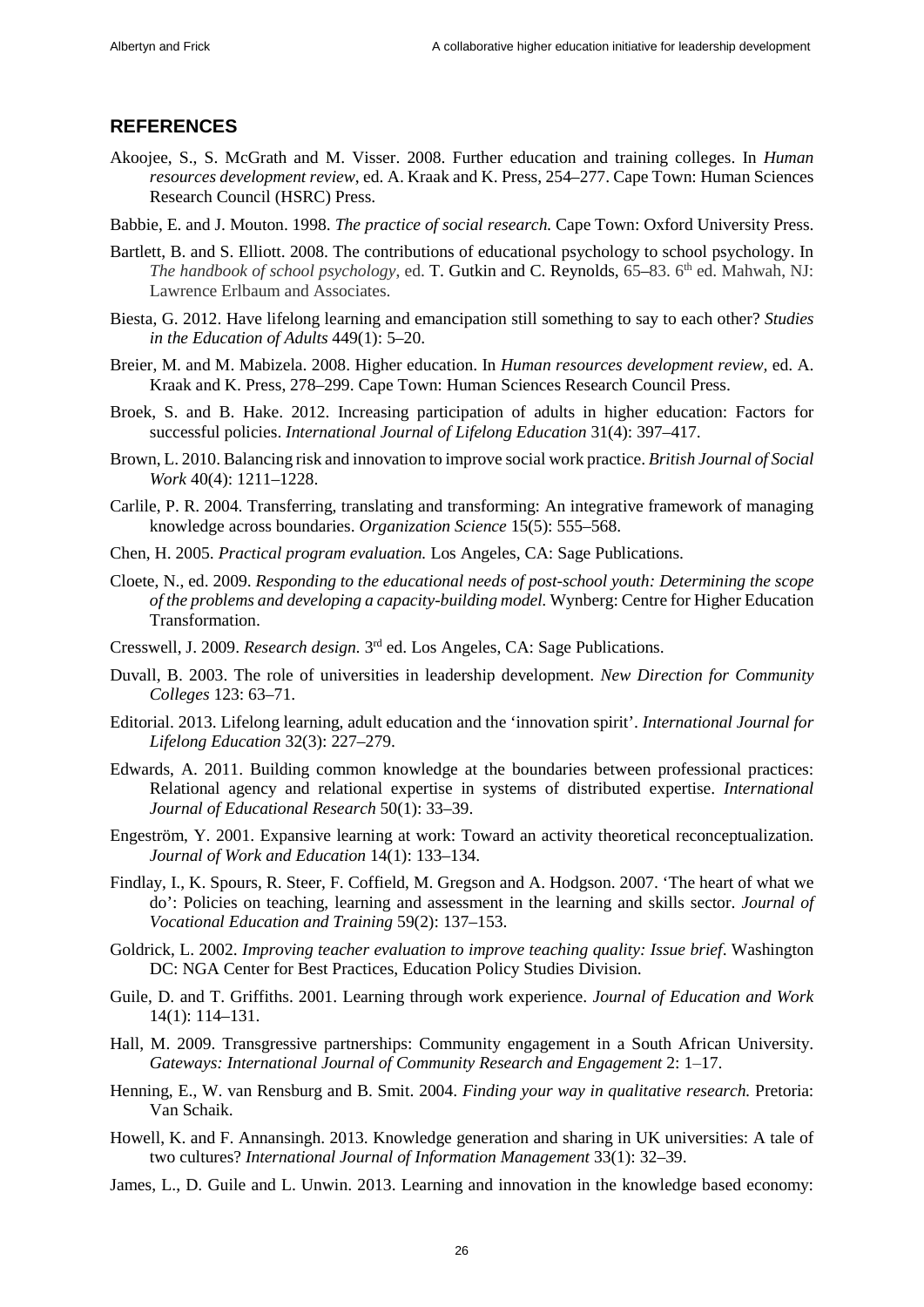## REFERENCES

Akoojee, S., S. McGrath and M. Visser. 2008. Further education and training colleges. In *Human resources development review*, ed. A. Kraak and K. Press, 254–277. Cape Town: Human Sciences Research Council (HSRC) Press.

Babbie, E. and J. Mouton. 1998. *The practice of social research.* Cape Town: Oxford University Press.

Bartlett, B. and S. Elliott. 2008. The contributions of educational psychology to school psychology. In *The handbook of school psychology*, ed. T. Gutkin and C. Reynolds, 65–83. 6th ed. Mahwah, NJ: Lawrence Erlbaum and Associates.

Biesta, G. 2012. Have lifelong learning and emancipation still something to say to each other? *Studies in the Education of Adults* 449(1): 5–20.

Breier, M. and M. Mabizela. 2008. Higher education. In *Human resources development review,* ed. A. Kraak and K. Press, 278–299. Cape Town: Human Sciences Research Council Press.

Broek, S. and B. Hake. 2012. Increasing participation of adults in higher education: Factors for successful policies. *International Journal of Lifelong Education* 31(4): 397–417.

Brown, L. 2010. Balancing risk and innovation to improve social work practice. *British Journal of Social Work* 40(4): 1211–1228.

Carlile, P. R. 2004. Transferring, translating and transforming: An integrative framework of managing knowledge across boundaries. *Organization Science* 15(5): 555–568.

Chen, H. 2005. *Practical program evaluation.* Los Angeles, CA: Sage Publications.

Cloete, N., ed. 2009. *Responding to the educational needs of post-school youth: Determining the scope of the problems and developing a capacity-building model.* Wynberg: Centre for Higher Education Transformation.

Cresswell, J. 2009. *Research design.* 3rd ed. Los Angeles, CA: Sage Publications.

Duvall, B. 2003. The role of universities in leadership development. *New Direction for Community Colleges* 123: 63–71.

Editorial. 2013. Lifelong learning, adult education and the 'innovation spirit'. *International Journal for Lifelong Education* 32(3): 227–279.

Edwards, A. 2011. Building common knowledge at the boundaries between professional practices: Relational agency and relational expertise in systems of distributed expertise. *International Journal of Educational Research* 50(1): 33–39.

Engeström, Y. 2001. Expansive learning at work: Toward an activity theoretical reconceptualization. *Journal of Work and Education* 14(1): 133–134.

Findlay, I., K. Spours, R. Steer, F. Coffield, M. Gregson and A. Hodgson. 2007. 'The heart of what we do': Policies on teaching, learning and assessment in the learning and skills sector. *Journal of Vocational Education and Training* 59(2): 137–153.

Goldrick, L. 2002. *Improving teacher evaluation to improve teaching quality: Issue brief*. Washington DC: NGA Center for Best Practices, Education Policy Studies Division.

Guile, D. and T. Griffiths. 2001. Learning through work experience. *Journal of Education and Work* 14(1): 114–131.

Hall, M. 2009. Transgressive partnerships: Community engagement in a South African University. *Gateways: International Journal of Community Research and Engagement* 2: 1–17.

Henning, E., W. van Rensburg and B. Smit. 2004. *Finding your way in qualitative research.* Pretoria: Van Schaik.

Howell, K. and F. Annansingh. 2013. Knowledge generation and sharing in UK universities: A tale of two cultures? *International Journal of Information Management* 33(1): 32–39.

James, L., D. Guile and L. Unwin. 2013. Learning and innovation in the knowledge based economy: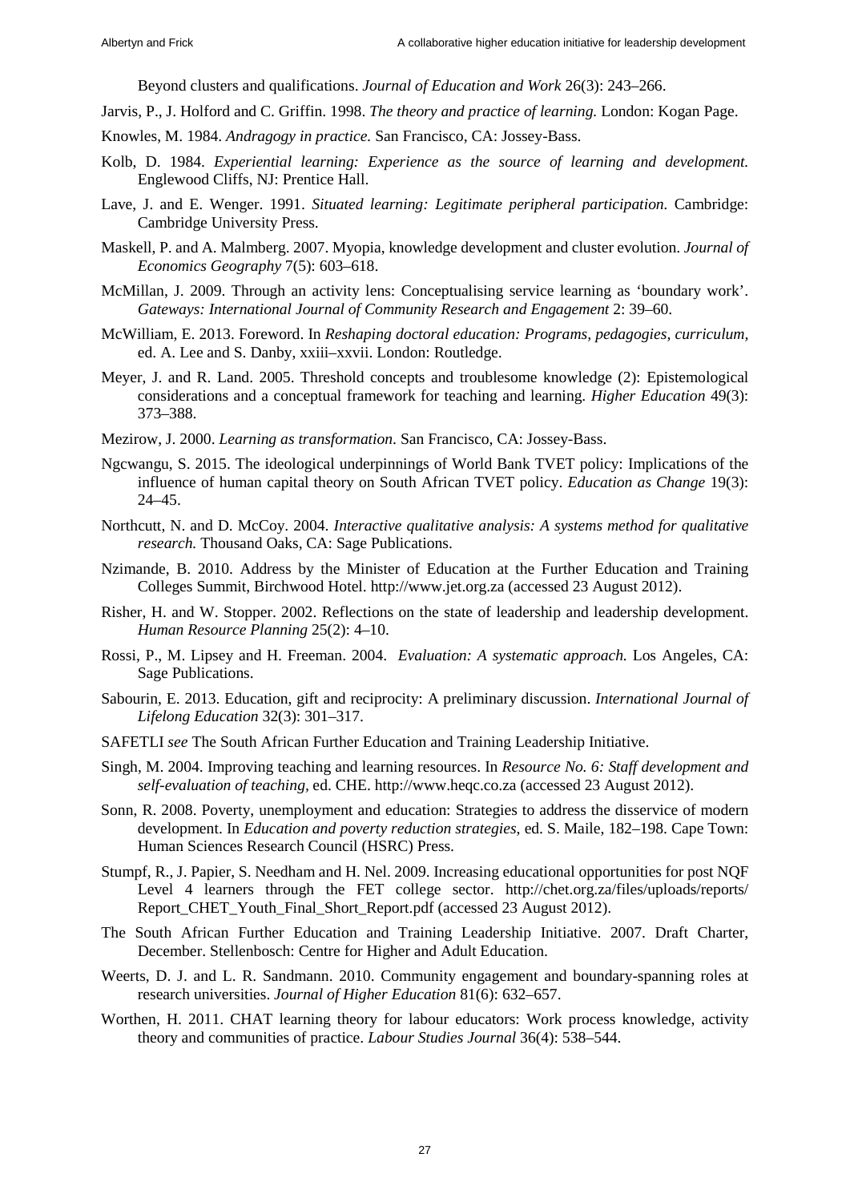Beyond clusters and qualifications. *Journal of Education and Work* 26(3): 243–266.

Jarvis, P., J. Holford and C. Griffin. 1998. *The theory and practice of learning.* London: Kogan Page.

Knowles, M. 1984. *Andragogy in practice.* San Francisco, CA: Jossey-Bass.

Kolb, D. 1984. *Experiential learning: Experience as the source of learning and development.* Englewood Cliffs, NJ: Prentice Hall.

Lave, J. and E. Wenger. 1991. *Situated learning: Legitimate peripheral participation.* Cambridge: Cambridge University Press.

Maskell, P. and A. Malmberg. 2007. Myopia, knowledge development and cluster evolution. *Journal of Economics Geography* 7(5): 603–618.

McMillan, J. 2009. Through an activity lens: Conceptualising service learning as 'boundary work'. *Gateways: International Journal of Community Research and Engagement* 2: 39–60.

McWilliam, E. 2013. Foreword. In *Reshaping doctoral education: Programs, pedagogies, curriculum,* ed. A. Lee and S. Danby, xxiii–xxvii. London: Routledge.

Meyer, J. and R. Land. 2005. Threshold concepts and troublesome knowledge (2): Epistemological considerations and a conceptual framework for teaching and learning. *Higher Education* 49(3): 373–388.

Mezirow, J. 2000. *Learning as transformation.* San Francisco, CA: Jossey-Bass.

Ngcwangu, S. 2015. The ideological underpinnings of World Bank TVET policy: Implications of the influence of human capital theory on South African TVET policy. *Education as Change* 19(3): 24–45.

Northcutt, N. and D. McCoy. 2004. *Interactive qualitative analysis: A systems method for qualitative research.* Thousand Oaks, CA: Sage Publications.

Nzimande, B. 2010. Address by the Minister of Education at the Further Education and Training Colleges Summit, Birchwood Hotel. http://www.jet.org.za (accessed 23 August 2012).

Risher, H. and W. Stopper. 2002. Reflections on the state of leadership and leadership development. *Human Resource Planning* 25(2): 4–10.

Rossi, P., M. Lipsey and H. Freeman. 2004. *Evaluation: A systematic approach.* Los Angeles, CA: Sage Publications.

Sabourin, E. 2013. Education, gift and reciprocity: A preliminary discussion. *International Journal of Lifelong Education* 32(3): 301–317.

SAFETLI *see* The South African Further Education and Training Leadership Initiative.

Singh, M. 2004. Improving teaching and learning resources. In *Resource No. 6: Staff development and self-evaluation of teaching,* ed. CHE. http://www.heqc.co.za (accessed 23 August 2012).

Sonn, R. 2008. Poverty, unemployment and education: Strategies to address the disservice of modern development. In *Education and poverty reduction strategies,* ed. S. Maile, 182–198. Cape Town: Human Sciences Research Council (HSRC) Press.

Stumpf, R., J. Papier, S. Needham and H. Nel. 2009. Increasing educational opportunities for post NQF Level 4 learners through the FET college sector. http://chet.org.za/files/uploads/reports/Report_CHET_Youth_Final_Short_Report.pdf (accessed 23 August 2012).

The South African Further Education and Training Leadership Initiative. 2007. Draft Charter, December. Stellenbosch: Centre for Higher and Adult Education.

Weerts, D. J. and L. R. Sandmann. 2010. Community engagement and boundary-spanning roles at research universities. *Journal of Higher Education* 81(6): 632–657.

Worthen, H. 2011. CHAT learning theory for labour educators: Work process knowledge, activity theory and communities of practice. *Labour Studies Journal* 36(4): 538–544.